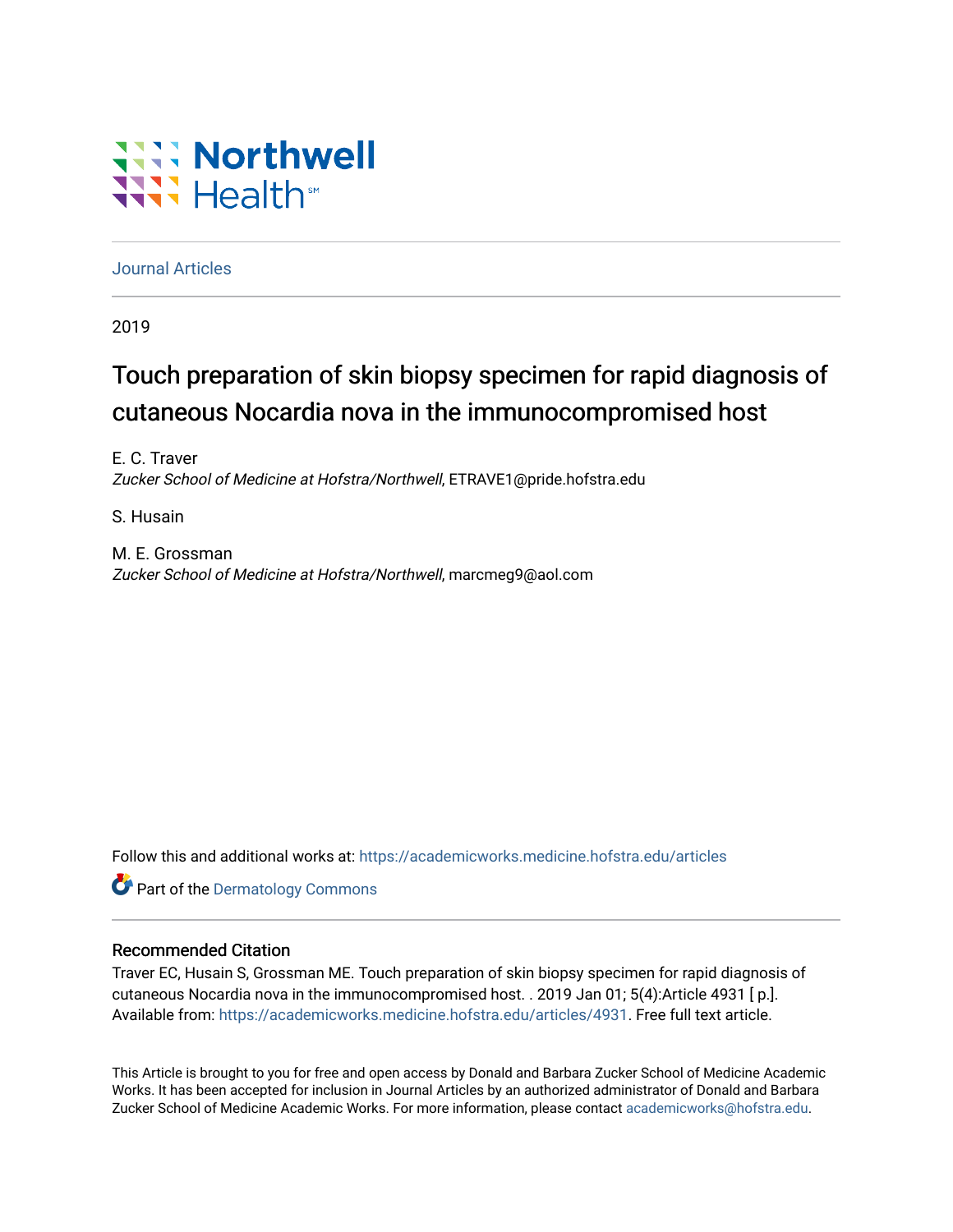Journal Articles

2019

# Touch preparation of skin biopsy specimen for rapid diagnosis of cutaneous Nocardia nova in the immunocompromised host

E. C. Traver
*Zucker School of Medicine at Hofstra/Northwell*, ETRAVE1@pride.hofstra.edu

S. Husain

M. E. Grossman
*Zucker School of Medicine at Hofstra/Northwell*, marcmeg9@aol.com

Follow this and additional works at: https://academicworks.medicine.hofstra.edu/articles

Part of the Dermatology Commons

## Recommended Citation

Traver EC, Husain S, Grossman ME. Touch preparation of skin biopsy specimen for rapid diagnosis of cutaneous Nocardia nova in the immunocompromised host. . 2019 Jan 01; 5(4):Article 4931 [ p.]. Available from: https://academicworks.medicine.hofstra.edu/articles/4931. Free full text article.

This Article is brought to you for free and open access by Donald and Barbara Zucker School of Medicine Academic Works. It has been accepted for inclusion in Journal Articles by an authorized administrator of Donald and Barbara Zucker School of Medicine Academic Works. For more information, please contact academicworks@hofstra.edu.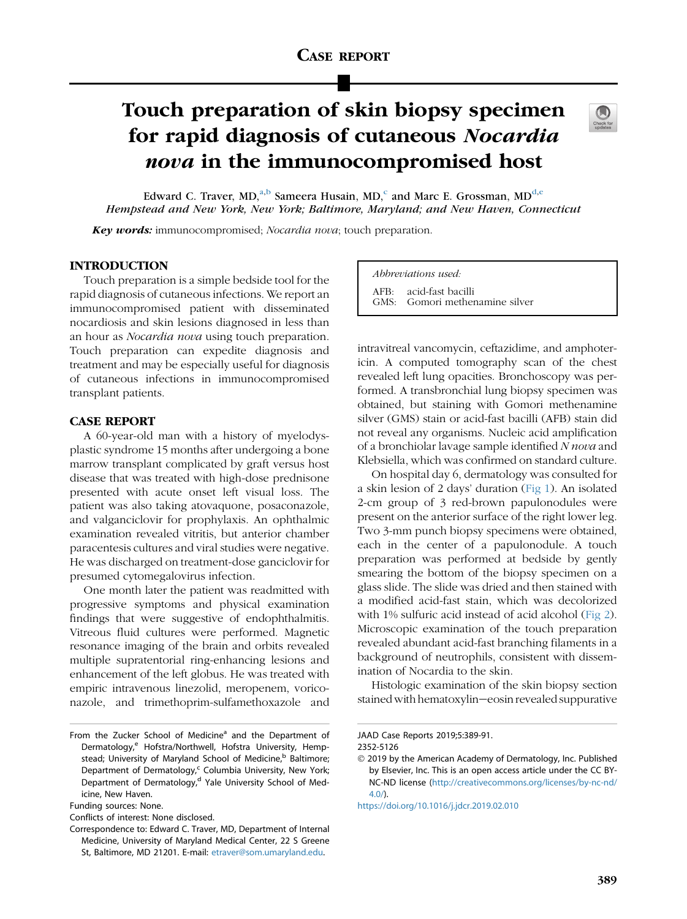# CASE REPORT

# Touch preparation of skin biopsy specimen for rapid diagnosis of cutaneous *Nocardia nova* in the immunocompromised host

Edward C. Traver, MD,[a,b] Sameera Husain, MD,[c] and Marc E. Grossman, MD[d,e]
*Hempstead and New York, New York; Baltimore, Maryland; and New Haven, Connecticut*

***Key words:*** immunocompromised; *Nocardia nova*; touch preparation.

## INTRODUCTION

Touch preparation is a simple bedside tool for the rapid diagnosis of cutaneous infections. We report an immunocompromised patient with disseminated nocardiosis and skin lesions diagnosed in less than an hour as *Nocardia nova* using touch preparation. Touch preparation can expedite diagnosis and treatment and may be especially useful for diagnosis of cutaneous infections in immunocompromised transplant patients.

*Abbreviations used:*

AFB: acid-fast bacilli
GMS: Gomori methenamine silver

## CASE REPORT

A 60-year-old man with a history of myelodysplastic syndrome 15 months after undergoing a bone marrow transplant complicated by graft versus host disease that was treated with high-dose prednisone presented with acute onset left visual loss. The patient was also taking atovaquone, posaconazole, and valganciclovir for prophylaxis. An ophthalmic examination revealed vitritis, but anterior chamber paracentesis cultures and viral studies were negative. He was discharged on treatment-dose ganciclovir for presumed cytomegalovirus infection.

One month later the patient was readmitted with progressive symptoms and physical examination findings that were suggestive of endophthalmitis. Vitreous fluid cultures were performed. Magnetic resonance imaging of the brain and orbits revealed multiple supratentorial ring-enhancing lesions and enhancement of the left globus. He was treated with empiric intravenous linezolid, meropenem, voriconazole, and trimethoprim-sulfamethoxazole and intravitreal vancomycin, ceftazidime, and amphotericin. A computed tomography scan of the chest revealed left lung opacities. Bronchoscopy was performed. A transbronchial lung biopsy specimen was obtained, but staining with Gomori methenamine silver (GMS) stain or acid-fast bacilli (AFB) stain did not reveal any organisms. Nucleic acid amplification of a bronchiolar lavage sample identified *N nova* and Klebsiella, which was confirmed on standard culture.

On hospital day 6, dermatology was consulted for a skin lesion of 2 days' duration (Fig 1). An isolated 2-cm group of 3 red-brown papulonodules were present on the anterior surface of the right lower leg. Two 3-mm punch biopsy specimens were obtained, each in the center of a papulonodule. A touch preparation was performed at bedside by gently smearing the bottom of the biopsy specimen on a glass slide. The slide was dried and then stained with a modified acid-fast stain, which was decolorized with 1% sulfuric acid instead of acid alcohol (Fig 2). Microscopic examination of the touch preparation revealed abundant acid-fast branching filaments in a background of neutrophils, consistent with dissemination of Nocardia to the skin.

Histologic examination of the skin biopsy section stained with hematoxylin–eosin revealed suppurative

From the Zucker School of Medicine[a] and the Department of Dermatology,[e] Hofstra/Northwell, Hofstra University, Hempstead; University of Maryland School of Medicine,[b] Baltimore; Department of Dermatology,[c] Columbia University, New York; Department of Dermatology,[d] Yale University School of Medicine, New Haven.

Funding sources: None.

Conflicts of interest: None disclosed.

Correspondence to: Edward C. Traver, MD, Department of Internal Medicine, University of Maryland Medical Center, 22 S Greene St, Baltimore, MD 21201. E-mail: etraver@som.umaryland.edu.

JAAD Case Reports 2019;5:389-91.

2352-5126

© 2019 by the American Academy of Dermatology, Inc. Published by Elsevier, Inc. This is an open access article under the CC BY-NC-ND license (http://creativecommons.org/licenses/by-nc-nd/4.0/).

https://doi.org/10.1016/j.jdcr.2019.02.010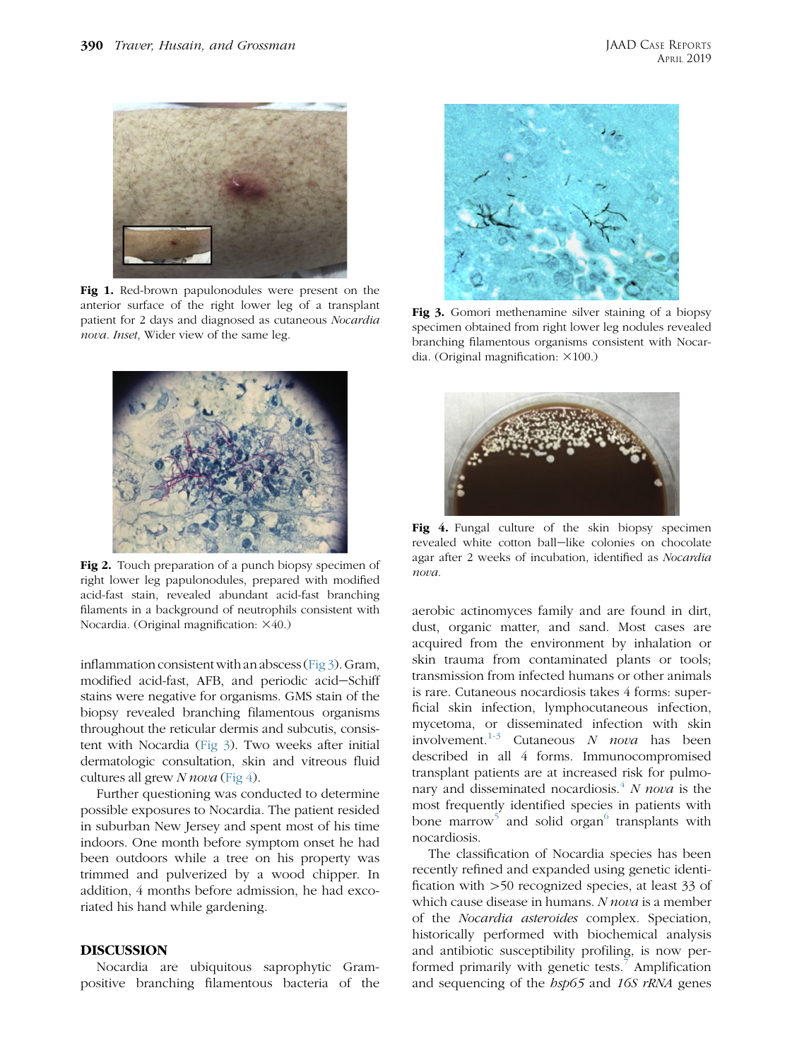Fig 1. Red-brown papulonodules were present on the anterior surface of the right lower leg of a transplant patient for 2 days and diagnosed as cutaneous *Nocardia nova*. *Inset*, Wider view of the same leg.

Fig 2. Touch preparation of a punch biopsy specimen of right lower leg papulonodules, prepared with modified acid-fast stain, revealed abundant acid-fast branching filaments in a background of neutrophils consistent with Nocardia. (Original magnification: ×40.)

Fig 3. Gomori methenamine silver staining of a biopsy specimen obtained from right lower leg nodules revealed branching filamentous organisms consistent with Nocardia. (Original magnification: ×100.)

Fig 4. Fungal culture of the skin biopsy specimen revealed white cotton ball–like colonies on chocolate agar after 2 weeks of incubation, identified as *Nocardia nova*.

inflammation consistent with an abscess (Fig 3). Gram, modified acid-fast, AFB, and periodic acid–Schiff stains were negative for organisms. GMS stain of the biopsy revealed branching filamentous organisms throughout the reticular dermis and subcutis, consistent with Nocardia (Fig 3). Two weeks after initial dermatologic consultation, skin and vitreous fluid cultures all grew *N nova* (Fig 4).

Further questioning was conducted to determine possible exposures to Nocardia. The patient resided in suburban New Jersey and spent most of his time indoors. One month before symptom onset he had been outdoors while a tree on his property was trimmed and pulverized by a wood chipper. In addition, 4 months before admission, he had excoriated his hand while gardening.

## DISCUSSION

Nocardia are ubiquitous saprophytic Gram-positive branching filamentous bacteria of the aerobic actinomyces family and are found in dirt, dust, organic matter, and sand. Most cases are acquired from the environment by inhalation or skin trauma from contaminated plants or tools; transmission from infected humans or other animals is rare. Cutaneous nocardiosis takes 4 forms: superficial skin infection, lymphocutaneous infection, mycetoma, or disseminated infection with skin involvement.[1-3] Cutaneous *N nova* has been described in all 4 forms. Immunocompromised transplant patients are at increased risk for pulmonary and disseminated nocardiosis.[4] *N nova* is the most frequently identified species in patients with bone marrow[5] and solid organ[6] transplants with nocardiosis.

The classification of Nocardia species has been recently refined and expanded using genetic identification with >50 recognized species, at least 33 of which cause disease in humans. *N nova* is a member of the *Nocardia asteroides* complex. Speciation, historically performed with biochemical analysis and antibiotic susceptibility profiling, is now performed primarily with genetic tests.[7] Amplification and sequencing of the *hsp65* and *16S rRNA* genes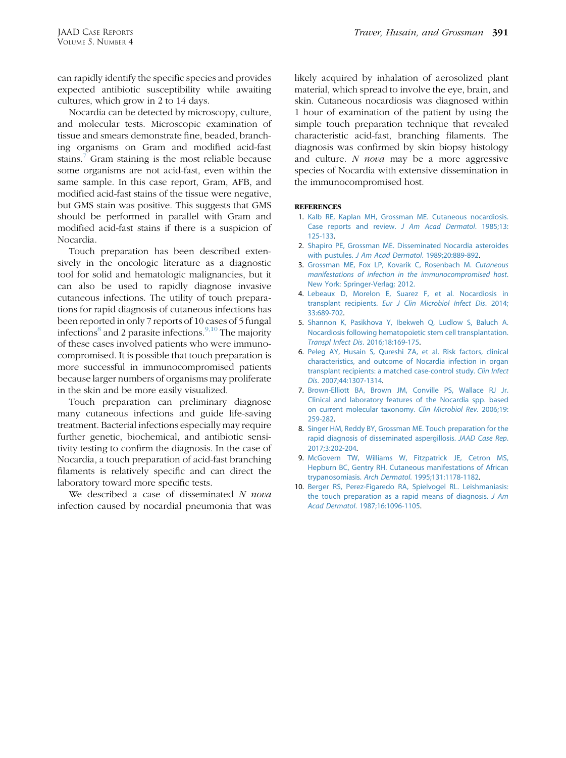can rapidly identify the specific species and provides expected antibiotic susceptibility while awaiting cultures, which grow in 2 to 14 days.

Nocardia can be detected by microscopy, culture, and molecular tests. Microscopic examination of tissue and smears demonstrate fine, beaded, branching organisms on Gram and modified acid-fast stains.[7] Gram staining is the most reliable because some organisms are not acid-fast, even within the same sample. In this case report, Gram, AFB, and modified acid-fast stains of the tissue were negative, but GMS stain was positive. This suggests that GMS should be performed in parallel with Gram and modified acid-fast stains if there is a suspicion of Nocardia.

Touch preparation has been described extensively in the oncologic literature as a diagnostic tool for solid and hematologic malignancies, but it can also be used to rapidly diagnose invasive cutaneous infections. The utility of touch preparations for rapid diagnosis of cutaneous infections has been reported in only 7 reports of 10 cases of 5 fungal infections[8] and 2 parasite infections.[9,10] The majority of these cases involved patients who were immunocompromised. It is possible that touch preparation is more successful in immunocompromised patients because larger numbers of organisms may proliferate in the skin and be more easily visualized.

Touch preparation can preliminary diagnose many cutaneous infections and guide life-saving treatment. Bacterial infections especially may require further genetic, biochemical, and antibiotic sensitivity testing to confirm the diagnosis. In the case of Nocardia, a touch preparation of acid-fast branching filaments is relatively specific and can direct the laboratory toward more specific tests.

We described a case of disseminated *N nova* infection caused by nocardial pneumonia that was likely acquired by inhalation of aerosolized plant material, which spread to involve the eye, brain, and skin. Cutaneous nocardiosis was diagnosed within 1 hour of examination of the patient by using the simple touch preparation technique that revealed characteristic acid-fast, branching filaments. The diagnosis was confirmed by skin biopsy histology and culture. *N nova* may be a more aggressive species of Nocardia with extensive dissemination in the immunocompromised host.

## REFERENCES

1. Kalb RE, Kaplan MH, Grossman ME. Cutaneous nocardiosis. Case reports and review. *J Am Acad Dermatol*. 1985;13:125-133.
2. Shapiro PE, Grossman ME. Disseminated Nocardia asteroides with pustules. *J Am Acad Dermatol*. 1989;20:889-892.
3. Grossman ME, Fox LP, Kovarik C, Rosenbach M. *Cutaneous manifestations of infection in the immunocompromised host*. New York: Springer-Verlag; 2012.
4. Lebeaux D, Morelon E, Suarez F, et al. Nocardiosis in transplant recipients. *Eur J Clin Microbiol Infect Dis*. 2014;33:689-702.
5. Shannon K, Pasikhova Y, Ibekweh Q, Ludlow S, Baluch A. Nocardiosis following hematopoietic stem cell transplantation. *Transpl Infect Dis*. 2016;18:169-175.
6. Peleg AY, Husain S, Qureshi ZA, et al. Risk factors, clinical characteristics, and outcome of Nocardia infection in organ transplant recipients: a matched case-control study. *Clin Infect Dis*. 2007;44:1307-1314.
7. Brown-Elliott BA, Brown JM, Conville PS, Wallace RJ Jr. Clinical and laboratory features of the Nocardia spp. based on current molecular taxonomy. *Clin Microbiol Rev*. 2006;19:259-282.
8. Singer HM, Reddy BY, Grossman ME. Touch preparation for the rapid diagnosis of disseminated aspergillosis. *JAAD Case Rep*. 2017;3:202-204.
9. McGovern TW, Williams W, Fitzpatrick JE, Cetron MS, Hepburn BC, Gentry RH. Cutaneous manifestations of African trypanosomiasis. *Arch Dermatol*. 1995;131:1178-1182.
10. Berger RS, Perez-Figaredo RA, Spielvogel RL. Leishmaniasis: the touch preparation as a rapid means of diagnosis. *J Am Acad Dermatol*. 1987;16:1096-1105.